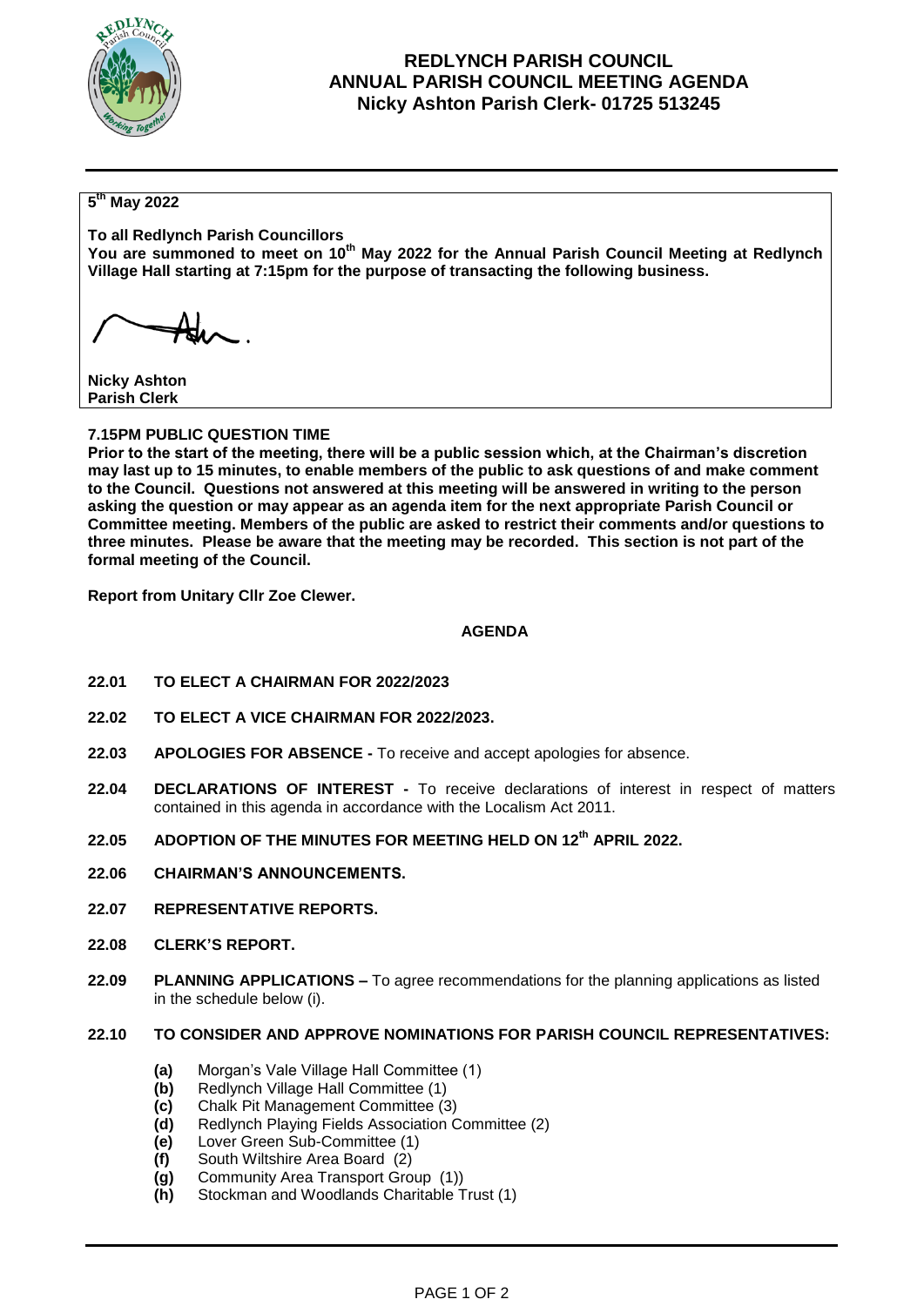# REDLYNCH PARISH COUNCIL
## ANNUAL PARISH COUNCIL MEETING AGENDA
### Nicky Ashton Parish Clerk- 01725 513245

**5th May 2022**

**To all Redlynch Parish Councillors**
**You are summoned to meet on 10th May 2022 for the Annual Parish Council Meeting at Redlynch Village Hall starting at 7:15pm for the purpose of transacting the following business.**

**Nicky Ashton**
**Parish Clerk**

**7.15PM PUBLIC QUESTION TIME**

**Prior to the start of the meeting, there will be a public session which, at the Chairman's discretion may last up to 15 minutes, to enable members of the public to ask questions of and make comment to the Council. Questions not answered at this meeting will be answered in writing to the person asking the question or may appear as an agenda item for the next appropriate Parish Council or Committee meeting. Members of the public are asked to restrict their comments and/or questions to three minutes. Please be aware that the meeting may be recorded. This section is not part of the formal meeting of the Council.**

**Report from Unitary Cllr Zoe Clewer.**

**AGENDA**

**22.01 TO ELECT A CHAIRMAN FOR 2022/2023**

**22.02 TO ELECT A VICE CHAIRMAN FOR 2022/2023.**

**22.03 APOLOGIES FOR ABSENCE -** To receive and accept apologies for absence.

**22.04 DECLARATIONS OF INTEREST -** To receive declarations of interest in respect of matters contained in this agenda in accordance with the Localism Act 2011.

**22.05 ADOPTION OF THE MINUTES FOR MEETING HELD ON 12th APRIL 2022.**

**22.06 CHAIRMAN'S ANNOUNCEMENTS.**

**22.07 REPRESENTATIVE REPORTS.**

**22.08 CLERK'S REPORT.**

**22.09 PLANNING APPLICATIONS –** To agree recommendations for the planning applications as listed in the schedule below (i).

**22.10 TO CONSIDER AND APPROVE NOMINATIONS FOR PARISH COUNCIL REPRESENTATIVES:**

- **(a)** Morgan's Vale Village Hall Committee (1)
- **(b)** Redlynch Village Hall Committee (1)
- **(c)** Chalk Pit Management Committee (3)
- **(d)** Redlynch Playing Fields Association Committee (2)
- **(e)** Lover Green Sub-Committee (1)
- **(f)** South Wiltshire Area Board (2)
- **(g)** Community Area Transport Group (1))
- **(h)** Stockman and Woodlands Charitable Trust (1)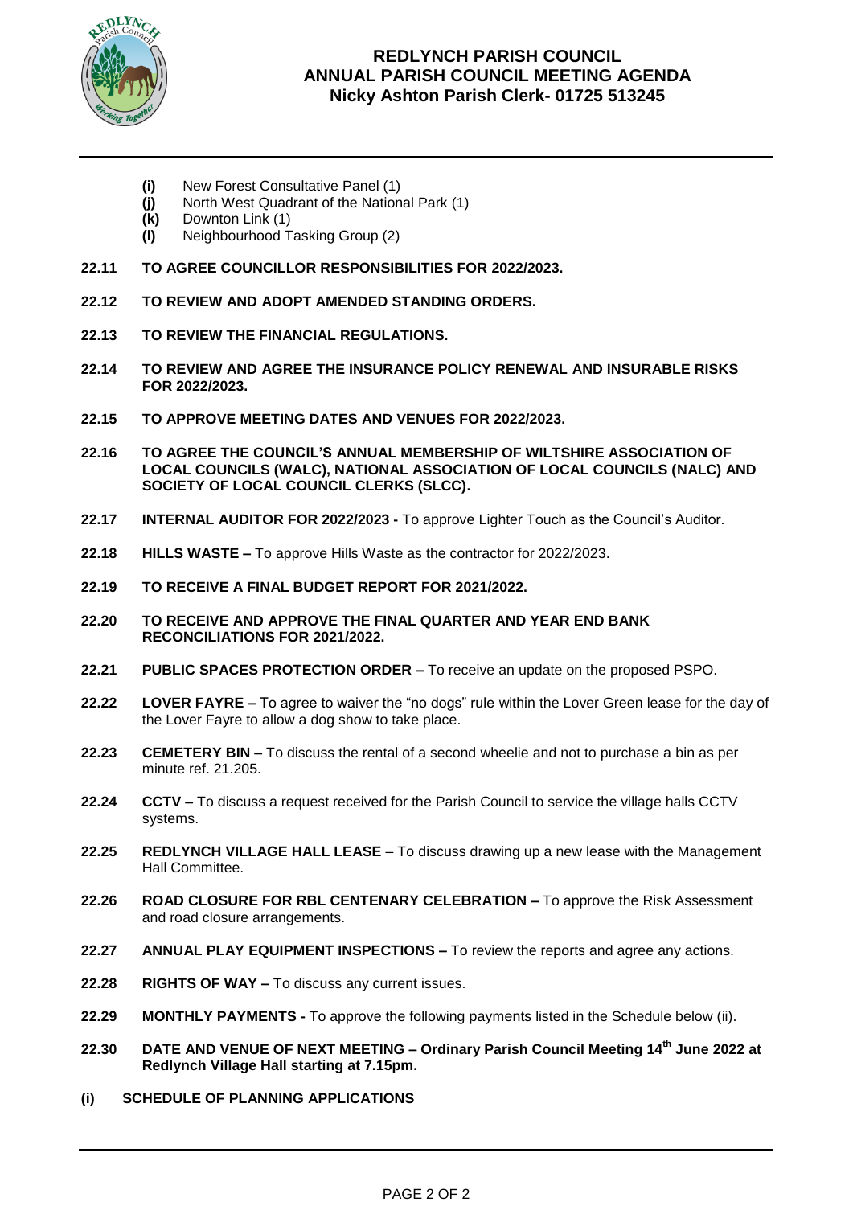- **(i)** New Forest Consultative Panel (1)
- **(j)** North West Quadrant of the National Park (1)
- **(k)** Downton Link (1)
- **(l)** Neighbourhood Tasking Group (2)

**22.11 TO AGREE COUNCILLOR RESPONSIBILITIES FOR 2022/2023.**

**22.12 TO REVIEW AND ADOPT AMENDED STANDING ORDERS.**

**22.13 TO REVIEW THE FINANCIAL REGULATIONS.**

**22.14 TO REVIEW AND AGREE THE INSURANCE POLICY RENEWAL AND INSURABLE RISKS FOR 2022/2023.**

**22.15 TO APPROVE MEETING DATES AND VENUES FOR 2022/2023.**

**22.16 TO AGREE THE COUNCIL'S ANNUAL MEMBERSHIP OF WILTSHIRE ASSOCIATION OF LOCAL COUNCILS (WALC), NATIONAL ASSOCIATION OF LOCAL COUNCILS (NALC) AND SOCIETY OF LOCAL COUNCIL CLERKS (SLCC).**

**22.17 INTERNAL AUDITOR FOR 2022/2023 -** To approve Lighter Touch as the Council's Auditor.

**22.18 HILLS WASTE –** To approve Hills Waste as the contractor for 2022/2023.

**22.19 TO RECEIVE A FINAL BUDGET REPORT FOR 2021/2022.**

**22.20 TO RECEIVE AND APPROVE THE FINAL QUARTER AND YEAR END BANK RECONCILIATIONS FOR 2021/2022.**

**22.21 PUBLIC SPACES PROTECTION ORDER –** To receive an update on the proposed PSPO.

**22.22 LOVER FAYRE –** To agree to waiver the "no dogs" rule within the Lover Green lease for the day of the Lover Fayre to allow a dog show to take place.

**22.23 CEMETERY BIN –** To discuss the rental of a second wheelie and not to purchase a bin as per minute ref. 21.205.

**22.24 CCTV –** To discuss a request received for the Parish Council to service the village halls CCTV systems.

**22.25 REDLYNCH VILLAGE HALL LEASE** – To discuss drawing up a new lease with the Management Hall Committee.

**22.26 ROAD CLOSURE FOR RBL CENTENARY CELEBRATION –** To approve the Risk Assessment and road closure arrangements.

**22.27 ANNUAL PLAY EQUIPMENT INSPECTIONS –** To review the reports and agree any actions.

**22.28 RIGHTS OF WAY –** To discuss any current issues.

**22.29 MONTHLY PAYMENTS -** To approve the following payments listed in the Schedule below (ii).

**22.30 DATE AND VENUE OF NEXT MEETING – Ordinary Parish Council Meeting 14th June 2022 at Redlynch Village Hall starting at 7.15pm.**

**(i) SCHEDULE OF PLANNING APPLICATIONS**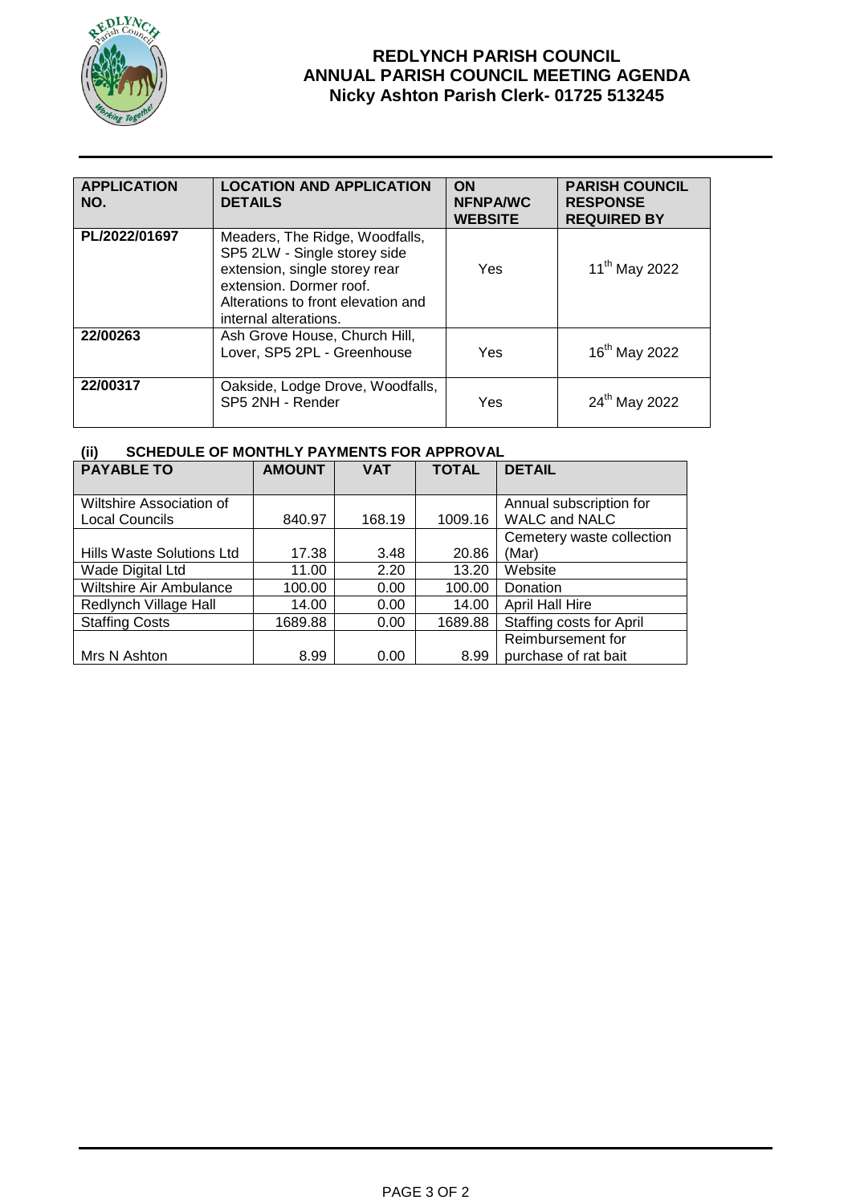| APPLICATION NO. | LOCATION AND APPLICATION DETAILS | ON NFNPA/WC WEBSITE | PARISH COUNCIL RESPONSE REQUIRED BY |
|---|---|---|---|
| PL/2022/01697 | Meaders, The Ridge, Woodfalls, SP5 2LW - Single storey side extension, single storey rear extension. Dormer roof. Alterations to front elevation and internal alterations. | Yes | 11th May 2022 |
| 22/00263 | Ash Grove House, Church Hill, Lover, SP5 2PL - Greenhouse | Yes | 16th May 2022 |
| 22/00317 | Oakside, Lodge Drove, Woodfalls, SP5 2NH - Render | Yes | 24th May 2022 |

**(ii) SCHEDULE OF MONTHLY PAYMENTS FOR APPROVAL**

| PAYABLE TO | AMOUNT | VAT | TOTAL | DETAIL |
|---|---|---|---|---|
| Wiltshire Association of Local Councils | 840.97 | 168.19 | 1009.16 | Annual subscription for WALC and NALC |
| Hills Waste Solutions Ltd | 17.38 | 3.48 | 20.86 | Cemetery waste collection (Mar) |
| Wade Digital Ltd | 11.00 | 2.20 | 13.20 | Website |
| Wiltshire Air Ambulance | 100.00 | 0.00 | 100.00 | Donation |
| Redlynch Village Hall | 14.00 | 0.00 | 14.00 | April Hall Hire |
| Staffing Costs | 1689.88 | 0.00 | 1689.88 | Staffing costs for April |
| Mrs N Ashton | 8.99 | 0.00 | 8.99 | Reimbursement for purchase of rat bait |